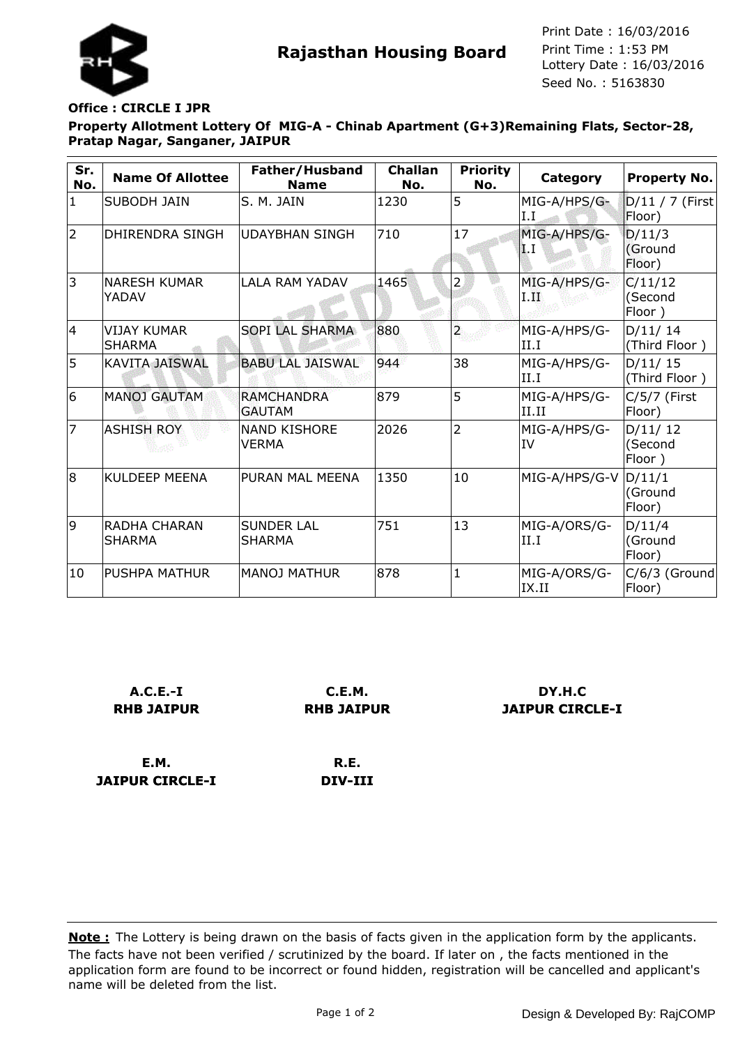# Rajasthan Housing Board

Print Date : 16/03/2016
Print Time : 1:53 PM
Lottery Date : 16/03/2016
Seed No. : 5163830

**Office : CIRCLE I JPR**

**Property Allotment Lottery Of MIG-A - Chinab Apartment (G+3)Remaining Flats, Sector-28, Pratap Nagar, Sanganer, JAIPUR**

| Sr. No. | Name Of Allottee | Father/Husband Name | Challan No. | Priority No. | Category | Property No. |
|---|---|---|---|---|---|---|
| 1 | SUBODH JAIN | S. M. JAIN | 1230 | 5 | MIG-A/HPS/G-I.I | D/11 / 7 (First Floor) |
| 2 | DHIRENDRA SINGH | UDAYBHAN SINGH | 710 | 17 | MIG-A/HPS/G-I.I | D/11/3 (Ground Floor) |
| 3 | NARESH KUMAR YADAV | LALA RAM YADAV | 1465 | 2 | MIG-A/HPS/G-I.II | C/11/12 (Second Floor ) |
| 4 | VIJAY KUMAR SHARMA | SOPI LAL SHARMA | 880 | 2 | MIG-A/HPS/G-II.I | D/11/ 14 (Third Floor ) |
| 5 | KAVITA JAISWAL | BABU LAL JAISWAL | 944 | 38 | MIG-A/HPS/G-II.I | D/11/ 15 (Third Floor ) |
| 6 | MANOJ GAUTAM | RAMCHANDRA GAUTAM | 879 | 5 | MIG-A/HPS/G-II.II | C/5/7 (First Floor) |
| 7 | ASHISH ROY | NAND KISHORE VERMA | 2026 | 2 | MIG-A/HPS/G-IV | D/11/ 12 (Second Floor ) |
| 8 | KULDEEP MEENA | PURAN MAL MEENA | 1350 | 10 | MIG-A/HPS/G-V | D/11/1 (Ground Floor) |
| 9 | RADHA CHARAN SHARMA | SUNDER LAL SHARMA | 751 | 13 | MIG-A/ORS/G-II.I | D/11/4 (Ground Floor) |
| 10 | PUSHPA MATHUR | MANOJ MATHUR | 878 | 1 | MIG-A/ORS/G-IX.II | C/6/3 (Ground Floor) |

**A.C.E.-I**
**RHB JAIPUR**

**C.E.M.**
**RHB JAIPUR**

**DY.H.C**
**JAIPUR CIRCLE-I**

**E.M.**
**JAIPUR CIRCLE-I**

**R.E.**
**DIV-III**

**Note :** The Lottery is being drawn on the basis of facts given in the application form by the applicants. The facts have not been verified / scrutinized by the board. If later on , the facts mentioned in the application form are found to be incorrect or found hidden, registration will be cancelled and applicant's name will be deleted from the list.

Design & Developed By: RajCOMP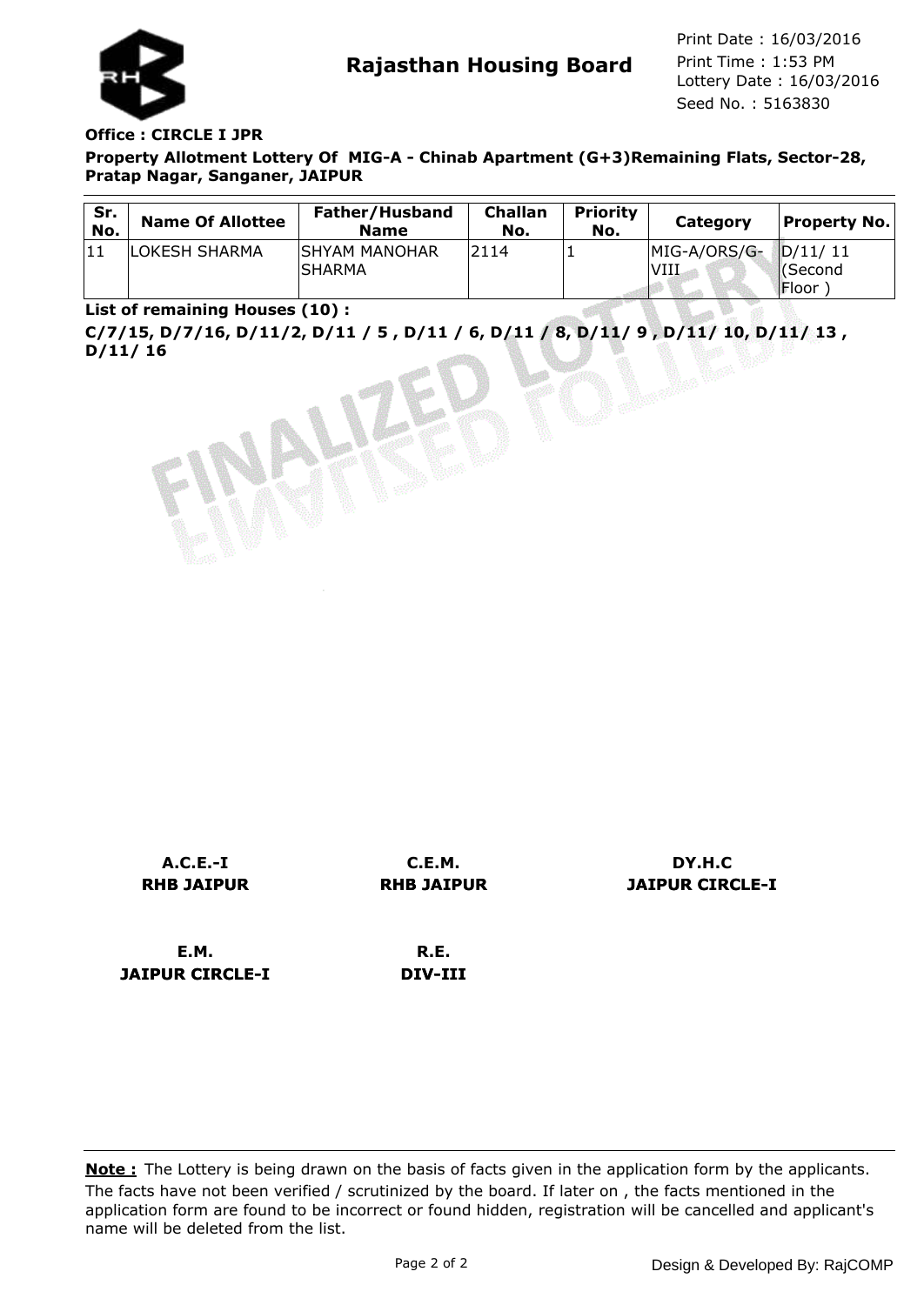# Rajasthan Housing Board

Print Date : 16/03/2016
Print Time : 1:53 PM
Lottery Date : 16/03/2016
Seed No. : 5163830

**Office : CIRCLE I JPR**

**Property Allotment Lottery Of MIG-A - Chinab Apartment (G+3)Remaining Flats, Sector-28, Pratap Nagar, Sanganer, JAIPUR**

| Sr. No. | Name Of Allottee | Father/Husband Name | Challan No. | Priority No. | Category | Property No. |
|---|---|---|---|---|---|---|
| 11 | LOKESH SHARMA | SHYAM MANOHAR SHARMA | 2114 | 1 | MIG-A/ORS/G-VIII | D/11/ 11 (Second Floor ) |

**List of remaining Houses (10) :**

**C/7/15, D/7/16, D/11/2, D/11 / 5 , D/11 / 6, D/11 / 8, D/11/ 9 , D/11/ 10, D/11/ 13 , D/11/ 16**

**A.C.E.-I**
**RHB JAIPUR**

**C.E.M.**
**RHB JAIPUR**

**DY.H.C**
**JAIPUR CIRCLE-I**

**E.M.**
**JAIPUR CIRCLE-I**

**R.E.**
**DIV-III**

**Note :** The Lottery is being drawn on the basis of facts given in the application form by the applicants. The facts have not been verified / scrutinized by the board. If later on , the facts mentioned in the application form are found to be incorrect or found hidden, registration will be cancelled and applicant's name will be deleted from the list.

Design & Developed By: RajCOMP